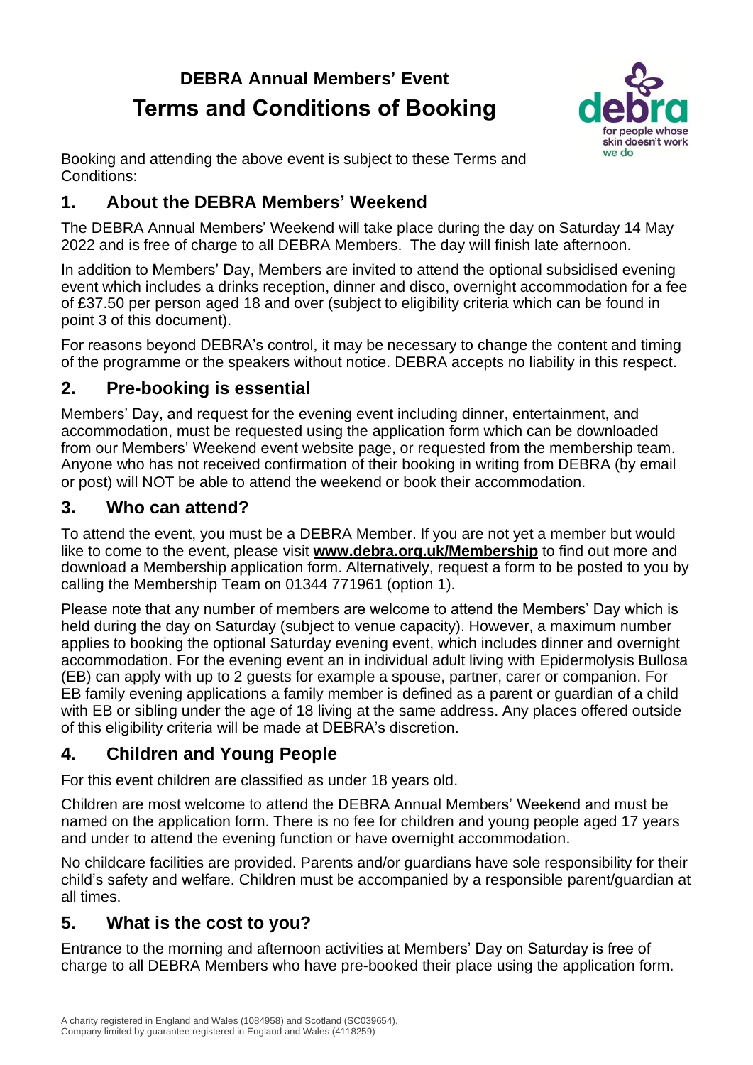# DEBRA Annual Members' Event

# Terms and Conditions of Booking

Booking and attending the above event is subject to these Terms and Conditions:

## 1. About the DEBRA Members' Weekend

The DEBRA Annual Members' Weekend will take place during the day on Saturday 14 May 2022 and is free of charge to all DEBRA Members. The day will finish late afternoon.

In addition to Members' Day, Members are invited to attend the optional subsidised evening event which includes a drinks reception, dinner and disco, overnight accommodation for a fee of £37.50 per person aged 18 and over (subject to eligibility criteria which can be found in point 3 of this document).

For reasons beyond DEBRA's control, it may be necessary to change the content and timing of the programme or the speakers without notice. DEBRA accepts no liability in this respect.

## 2. Pre-booking is essential

Members' Day, and request for the evening event including dinner, entertainment, and accommodation, must be requested using the application form which can be downloaded from our Members' Weekend event website page, or requested from the membership team. Anyone who has not received confirmation of their booking in writing from DEBRA (by email or post) will NOT be able to attend the weekend or book their accommodation.

## 3. Who can attend?

To attend the event, you must be a DEBRA Member. If you are not yet a member but would like to come to the event, please visit **www.debra.org.uk/Membership** to find out more and download a Membership application form. Alternatively, request a form to be posted to you by calling the Membership Team on 01344 771961 (option 1).

Please note that any number of members are welcome to attend the Members' Day which is held during the day on Saturday (subject to venue capacity). However, a maximum number applies to booking the optional Saturday evening event, which includes dinner and overnight accommodation. For the evening event an in individual adult living with Epidermolysis Bullosa (EB) can apply with up to 2 guests for example a spouse, partner, carer or companion. For EB family evening applications a family member is defined as a parent or guardian of a child with EB or sibling under the age of 18 living at the same address. Any places offered outside of this eligibility criteria will be made at DEBRA's discretion.

## 4. Children and Young People

For this event children are classified as under 18 years old.

Children are most welcome to attend the DEBRA Annual Members' Weekend and must be named on the application form. There is no fee for children and young people aged 17 years and under to attend the evening function or have overnight accommodation.

No childcare facilities are provided. Parents and/or guardians have sole responsibility for their child's safety and welfare. Children must be accompanied by a responsible parent/guardian at all times.

## 5. What is the cost to you?

Entrance to the morning and afternoon activities at Members' Day on Saturday is free of charge to all DEBRA Members who have pre-booked their place using the application form.

A charity registered in England and Wales (1084958) and Scotland (SC039654).
Company limited by guarantee registered in England and Wales (4118259)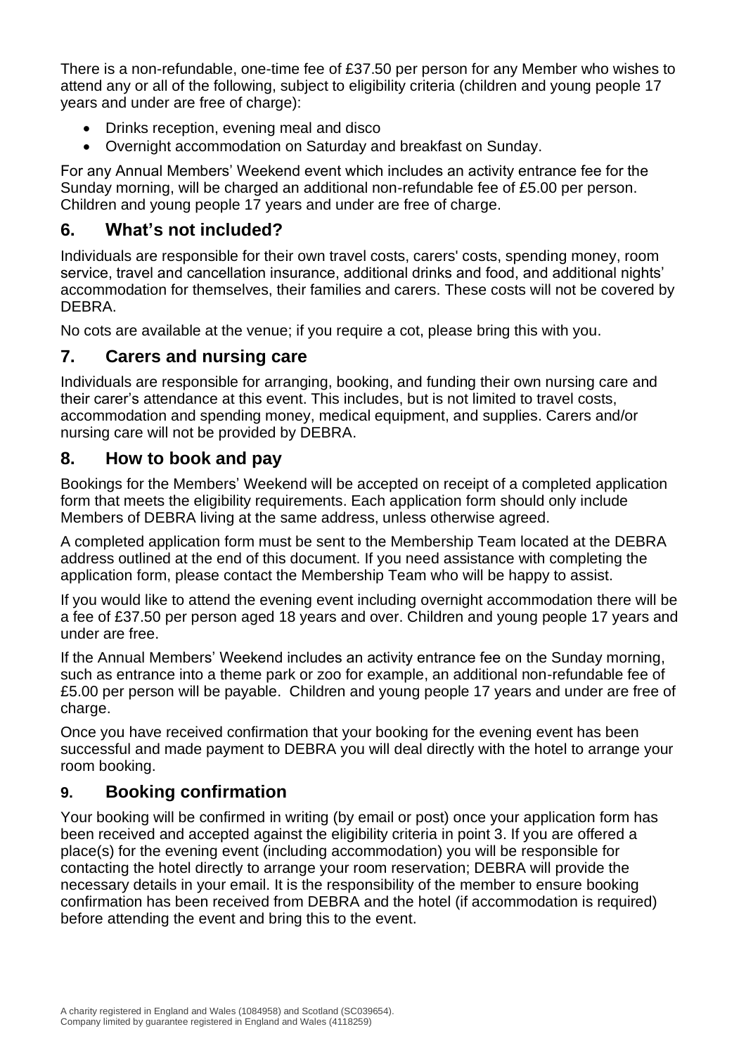There is a non-refundable, one-time fee of £37.50 per person for any Member who wishes to attend any or all of the following, subject to eligibility criteria (children and young people 17 years and under are free of charge):

- Drinks reception, evening meal and disco
- Overnight accommodation on Saturday and breakfast on Sunday.

For any Annual Members' Weekend event which includes an activity entrance fee for the Sunday morning, will be charged an additional non-refundable fee of £5.00 per person. Children and young people 17 years and under are free of charge.

## 6. What's not included?

Individuals are responsible for their own travel costs, carers' costs, spending money, room service, travel and cancellation insurance, additional drinks and food, and additional nights' accommodation for themselves, their families and carers. These costs will not be covered by DEBRA.

No cots are available at the venue; if you require a cot, please bring this with you.

## 7. Carers and nursing care

Individuals are responsible for arranging, booking, and funding their own nursing care and their carer's attendance at this event. This includes, but is not limited to travel costs, accommodation and spending money, medical equipment, and supplies. Carers and/or nursing care will not be provided by DEBRA.

## 8. How to book and pay

Bookings for the Members' Weekend will be accepted on receipt of a completed application form that meets the eligibility requirements. Each application form should only include Members of DEBRA living at the same address, unless otherwise agreed.

A completed application form must be sent to the Membership Team located at the DEBRA address outlined at the end of this document. If you need assistance with completing the application form, please contact the Membership Team who will be happy to assist.

If you would like to attend the evening event including overnight accommodation there will be a fee of £37.50 per person aged 18 years and over. Children and young people 17 years and under are free.

If the Annual Members' Weekend includes an activity entrance fee on the Sunday morning, such as entrance into a theme park or zoo for example, an additional non-refundable fee of £5.00 per person will be payable. Children and young people 17 years and under are free of charge.

Once you have received confirmation that your booking for the evening event has been successful and made payment to DEBRA you will deal directly with the hotel to arrange your room booking.

## 9. Booking confirmation

Your booking will be confirmed in writing (by email or post) once your application form has been received and accepted against the eligibility criteria in point 3. If you are offered a place(s) for the evening event (including accommodation) you will be responsible for contacting the hotel directly to arrange your room reservation; DEBRA will provide the necessary details in your email. It is the responsibility of the member to ensure booking confirmation has been received from DEBRA and the hotel (if accommodation is required) before attending the event and bring this to the event.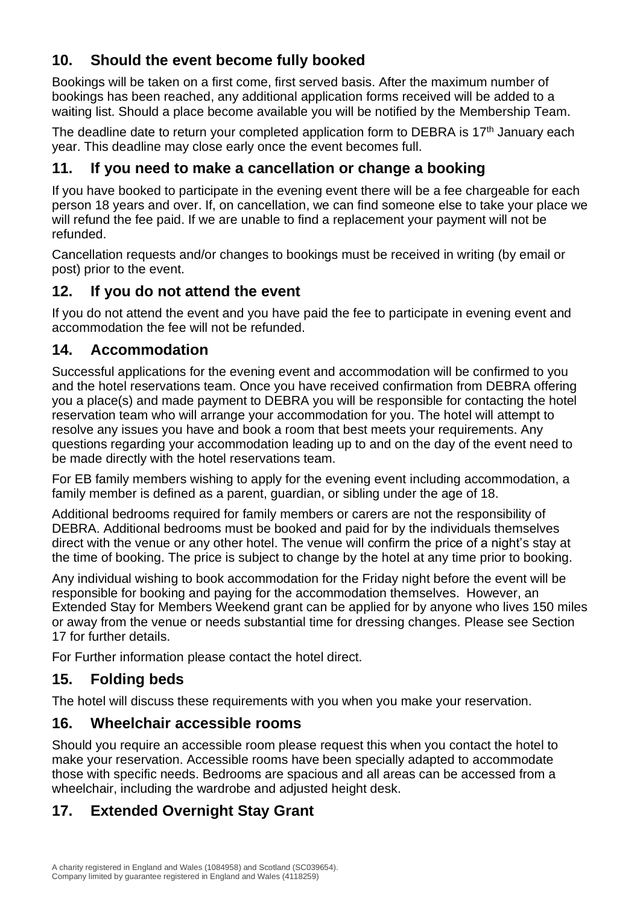## 10. Should the event become fully booked

Bookings will be taken on a first come, first served basis. After the maximum number of bookings has been reached, any additional application forms received will be added to a waiting list. Should a place become available you will be notified by the Membership Team.

The deadline date to return your completed application form to DEBRA is 17th January each year. This deadline may close early once the event becomes full.

## 11. If you need to make a cancellation or change a booking

If you have booked to participate in the evening event there will be a fee chargeable for each person 18 years and over. If, on cancellation, we can find someone else to take your place we will refund the fee paid. If we are unable to find a replacement your payment will not be refunded.

Cancellation requests and/or changes to bookings must be received in writing (by email or post) prior to the event.

## 12. If you do not attend the event

If you do not attend the event and you have paid the fee to participate in evening event and accommodation the fee will not be refunded.

## 14. Accommodation

Successful applications for the evening event and accommodation will be confirmed to you and the hotel reservations team. Once you have received confirmation from DEBRA offering you a place(s) and made payment to DEBRA you will be responsible for contacting the hotel reservation team who will arrange your accommodation for you. The hotel will attempt to resolve any issues you have and book a room that best meets your requirements. Any questions regarding your accommodation leading up to and on the day of the event need to be made directly with the hotel reservations team.

For EB family members wishing to apply for the evening event including accommodation, a family member is defined as a parent, guardian, or sibling under the age of 18.

Additional bedrooms required for family members or carers are not the responsibility of DEBRA. Additional bedrooms must be booked and paid for by the individuals themselves direct with the venue or any other hotel. The venue will confirm the price of a night's stay at the time of booking. The price is subject to change by the hotel at any time prior to booking.

Any individual wishing to book accommodation for the Friday night before the event will be responsible for booking and paying for the accommodation themselves. However, an Extended Stay for Members Weekend grant can be applied for by anyone who lives 150 miles or away from the venue or needs substantial time for dressing changes. Please see Section 17 for further details.

For Further information please contact the hotel direct.

## 15. Folding beds

The hotel will discuss these requirements with you when you make your reservation.

## 16. Wheelchair accessible rooms

Should you require an accessible room please request this when you contact the hotel to make your reservation. Accessible rooms have been specially adapted to accommodate those with specific needs. Bedrooms are spacious and all areas can be accessed from a wheelchair, including the wardrobe and adjusted height desk.

## 17. Extended Overnight Stay Grant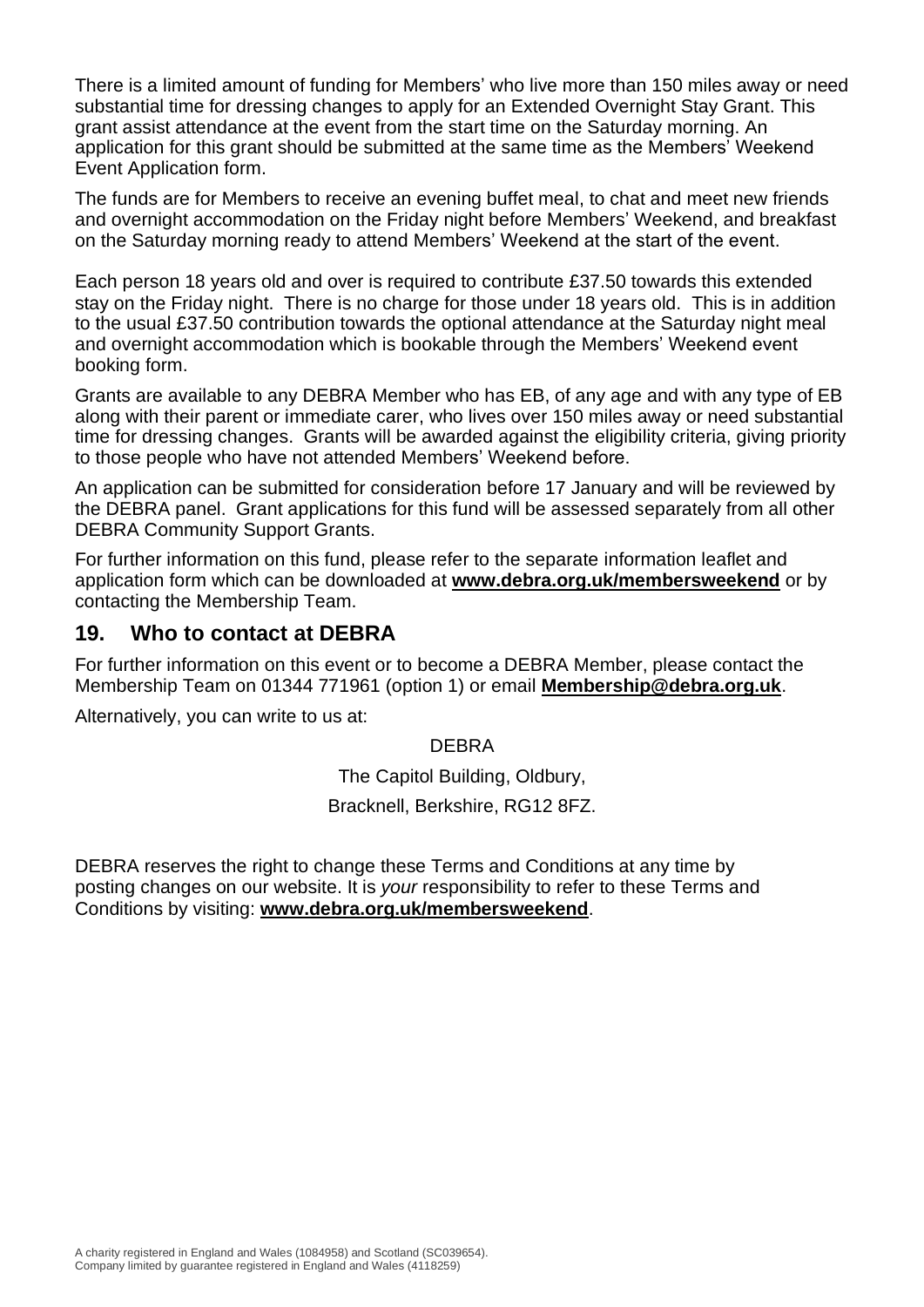There is a limited amount of funding for Members' who live more than 150 miles away or need substantial time for dressing changes to apply for an Extended Overnight Stay Grant. This grant assist attendance at the event from the start time on the Saturday morning. An application for this grant should be submitted at the same time as the Members' Weekend Event Application form.

The funds are for Members to receive an evening buffet meal, to chat and meet new friends and overnight accommodation on the Friday night before Members' Weekend, and breakfast on the Saturday morning ready to attend Members' Weekend at the start of the event.

Each person 18 years old and over is required to contribute £37.50 towards this extended stay on the Friday night. There is no charge for those under 18 years old. This is in addition to the usual £37.50 contribution towards the optional attendance at the Saturday night meal and overnight accommodation which is bookable through the Members' Weekend event booking form.

Grants are available to any DEBRA Member who has EB, of any age and with any type of EB along with their parent or immediate carer, who lives over 150 miles away or need substantial time for dressing changes. Grants will be awarded against the eligibility criteria, giving priority to those people who have not attended Members' Weekend before.

An application can be submitted for consideration before 17 January and will be reviewed by the DEBRA panel. Grant applications for this fund will be assessed separately from all other DEBRA Community Support Grants.

For further information on this fund, please refer to the separate information leaflet and application form which can be downloaded at **www.debra.org.uk/membersweekend** or by contacting the Membership Team.

## 19. Who to contact at DEBRA

For further information on this event or to become a DEBRA Member, please contact the Membership Team on 01344 771961 (option 1) or email **Membership@debra.org.uk**.

Alternatively, you can write to us at:

DEBRA

The Capitol Building, Oldbury,

Bracknell, Berkshire, RG12 8FZ.

DEBRA reserves the right to change these Terms and Conditions at any time by posting changes on our website. It is *your* responsibility to refer to these Terms and Conditions by visiting: **www.debra.org.uk/membersweekend**.

A charity registered in England and Wales (1084958) and Scotland (SC039654).
Company limited by guarantee registered in England and Wales (4118259)